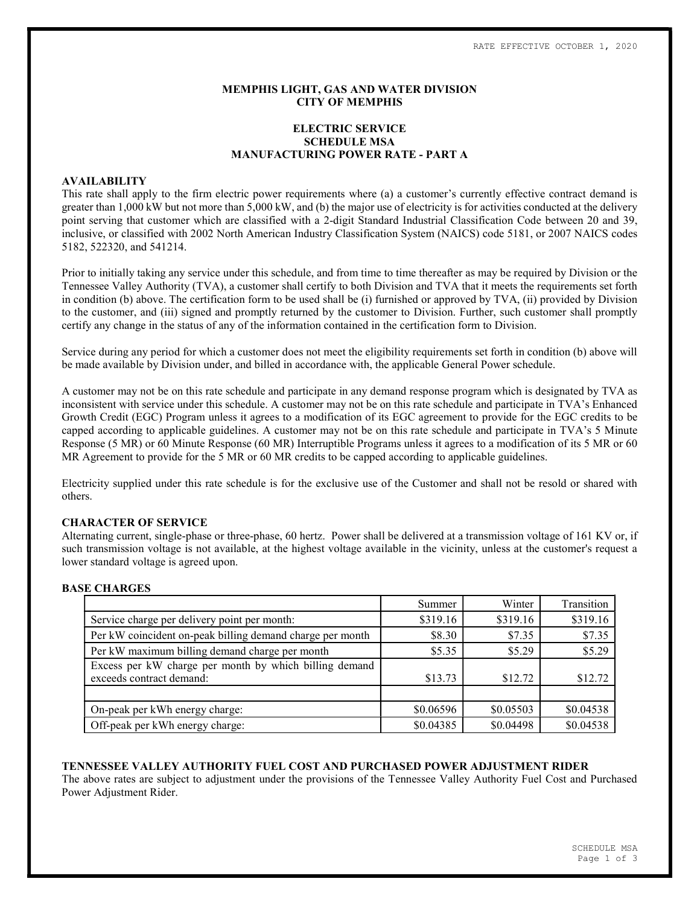RATE EFFECTIVE OCTOBER 1, 2020

**MEMPHIS LIGHT, GAS AND WATER DIVISION**
**CITY OF MEMPHIS**

**ELECTRIC SERVICE**
**SCHEDULE MSA**
**MANUFACTURING POWER RATE - PART A**

## AVAILABILITY

This rate shall apply to the firm electric power requirements where (a) a customer's currently effective contract demand is greater than 1,000 kW but not more than 5,000 kW, and (b) the major use of electricity is for activities conducted at the delivery point serving that customer which are classified with a 2-digit Standard Industrial Classification Code between 20 and 39, inclusive, or classified with 2002 North American Industry Classification System (NAICS) code 5181, or 2007 NAICS codes 5182, 522320, and 541214.

Prior to initially taking any service under this schedule, and from time to time thereafter as may be required by Division or the Tennessee Valley Authority (TVA), a customer shall certify to both Division and TVA that it meets the requirements set forth in condition (b) above. The certification form to be used shall be (i) furnished or approved by TVA, (ii) provided by Division to the customer, and (iii) signed and promptly returned by the customer to Division. Further, such customer shall promptly certify any change in the status of any of the information contained in the certification form to Division.

Service during any period for which a customer does not meet the eligibility requirements set forth in condition (b) above will be made available by Division under, and billed in accordance with, the applicable General Power schedule.

A customer may not be on this rate schedule and participate in any demand response program which is designated by TVA as inconsistent with service under this schedule. A customer may not be on this rate schedule and participate in TVA's Enhanced Growth Credit (EGC) Program unless it agrees to a modification of its EGC agreement to provide for the EGC credits to be capped according to applicable guidelines. A customer may not be on this rate schedule and participate in TVA's 5 Minute Response (5 MR) or 60 Minute Response (60 MR) Interruptible Programs unless it agrees to a modification of its 5 MR or 60 MR Agreement to provide for the 5 MR or 60 MR credits to be capped according to applicable guidelines.

Electricity supplied under this rate schedule is for the exclusive use of the Customer and shall not be resold or shared with others.

## CHARACTER OF SERVICE

Alternating current, single-phase or three-phase, 60 hertz. Power shall be delivered at a transmission voltage of 161 KV or, if such transmission voltage is not available, at the highest voltage available in the vicinity, unless at the customer's request a lower standard voltage is agreed upon.

## BASE CHARGES

| | Summer | Winter | Transition |
|---|---|---|---|
| Service charge per delivery point per month: | $319.16 | $319.16 | $319.16 |
| Per kW coincident on-peak billing demand charge per month | $8.30 | $7.35 | $7.35 |
| Per kW maximum billing demand charge per month | $5.35 | $5.29 | $5.29 |
| Excess per kW charge per month by which billing demand exceeds contract demand: | $13.73 | $12.72 | $12.72 |
| | | | |
| On-peak per kWh energy charge: | $0.06596 | $0.05503 | $0.04538 |
| Off-peak per kWh energy charge: | $0.04385 | $0.04498 | $0.04538 |

## TENNESSEE VALLEY AUTHORITY FUEL COST AND PURCHASED POWER ADJUSTMENT RIDER

The above rates are subject to adjustment under the provisions of the Tennessee Valley Authority Fuel Cost and Purchased Power Adjustment Rider.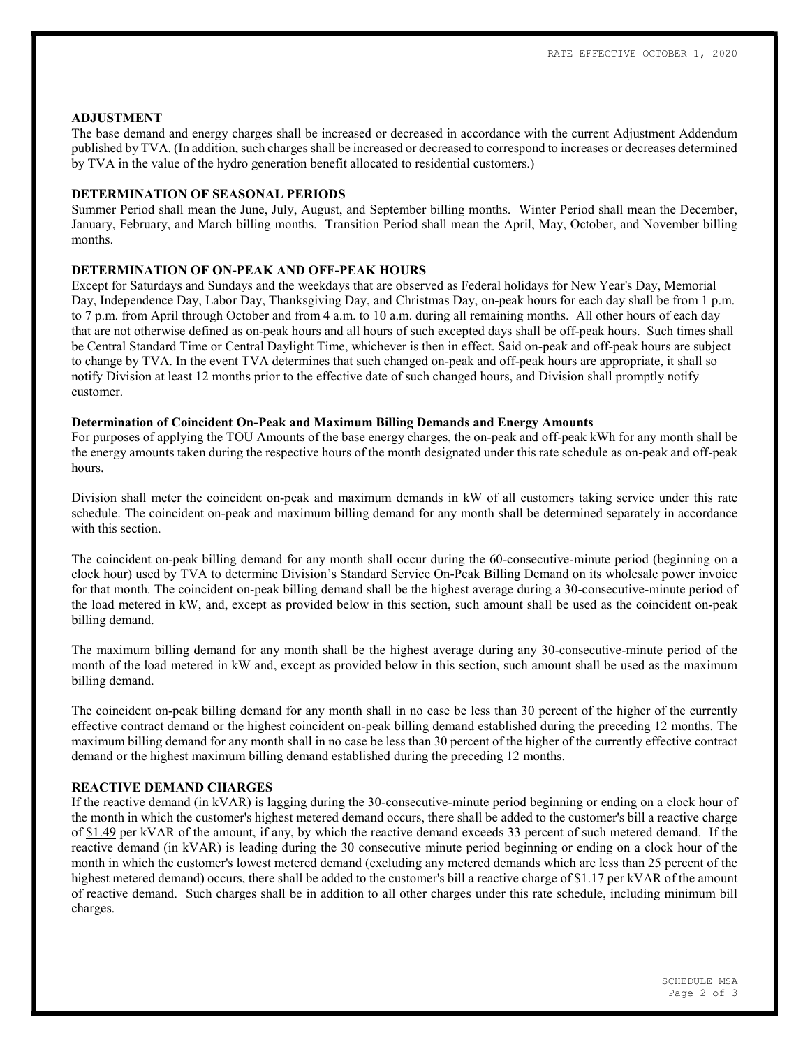## ADJUSTMENT

The base demand and energy charges shall be increased or decreased in accordance with the current Adjustment Addendum published by TVA. (In addition, such charges shall be increased or decreased to correspond to increases or decreases determined by TVA in the value of the hydro generation benefit allocated to residential customers.)

## DETERMINATION OF SEASONAL PERIODS

Summer Period shall mean the June, July, August, and September billing months. Winter Period shall mean the December, January, February, and March billing months. Transition Period shall mean the April, May, October, and November billing months.

## DETERMINATION OF ON-PEAK AND OFF-PEAK HOURS

Except for Saturdays and Sundays and the weekdays that are observed as Federal holidays for New Year's Day, Memorial Day, Independence Day, Labor Day, Thanksgiving Day, and Christmas Day, on-peak hours for each day shall be from 1 p.m. to 7 p.m. from April through October and from 4 a.m. to 10 a.m. during all remaining months. All other hours of each day that are not otherwise defined as on-peak hours and all hours of such excepted days shall be off-peak hours. Such times shall be Central Standard Time or Central Daylight Time, whichever is then in effect. Said on-peak and off-peak hours are subject to change by TVA. In the event TVA determines that such changed on-peak and off-peak hours are appropriate, it shall so notify Division at least 12 months prior to the effective date of such changed hours, and Division shall promptly notify customer.

### Determination of Coincident On-Peak and Maximum Billing Demands and Energy Amounts

For purposes of applying the TOU Amounts of the base energy charges, the on-peak and off-peak kWh for any month shall be the energy amounts taken during the respective hours of the month designated under this rate schedule as on-peak and off-peak hours.

Division shall meter the coincident on-peak and maximum demands in kW of all customers taking service under this rate schedule. The coincident on-peak and maximum billing demand for any month shall be determined separately in accordance with this section.

The coincident on-peak billing demand for any month shall occur during the 60-consecutive-minute period (beginning on a clock hour) used by TVA to determine Division's Standard Service On-Peak Billing Demand on its wholesale power invoice for that month. The coincident on-peak billing demand shall be the highest average during a 30-consecutive-minute period of the load metered in kW, and, except as provided below in this section, such amount shall be used as the coincident on-peak billing demand.

The maximum billing demand for any month shall be the highest average during any 30-consecutive-minute period of the month of the load metered in kW and, except as provided below in this section, such amount shall be used as the maximum billing demand.

The coincident on-peak billing demand for any month shall in no case be less than 30 percent of the higher of the currently effective contract demand or the highest coincident on-peak billing demand established during the preceding 12 months. The maximum billing demand for any month shall in no case be less than 30 percent of the higher of the currently effective contract demand or the highest maximum billing demand established during the preceding 12 months.

## REACTIVE DEMAND CHARGES

If the reactive demand (in kVAR) is lagging during the 30-consecutive-minute period beginning or ending on a clock hour of the month in which the customer's highest metered demand occurs, there shall be added to the customer's bill a reactive charge of $1.49 per kVAR of the amount, if any, by which the reactive demand exceeds 33 percent of such metered demand. If the reactive demand (in kVAR) is leading during the 30 consecutive minute period beginning or ending on a clock hour of the month in which the customer's lowest metered demand (excluding any metered demands which are less than 25 percent of the highest metered demand) occurs, there shall be added to the customer's bill a reactive charge of $1.17 per kVAR of the amount of reactive demand. Such charges shall be in addition to all other charges under this rate schedule, including minimum bill charges.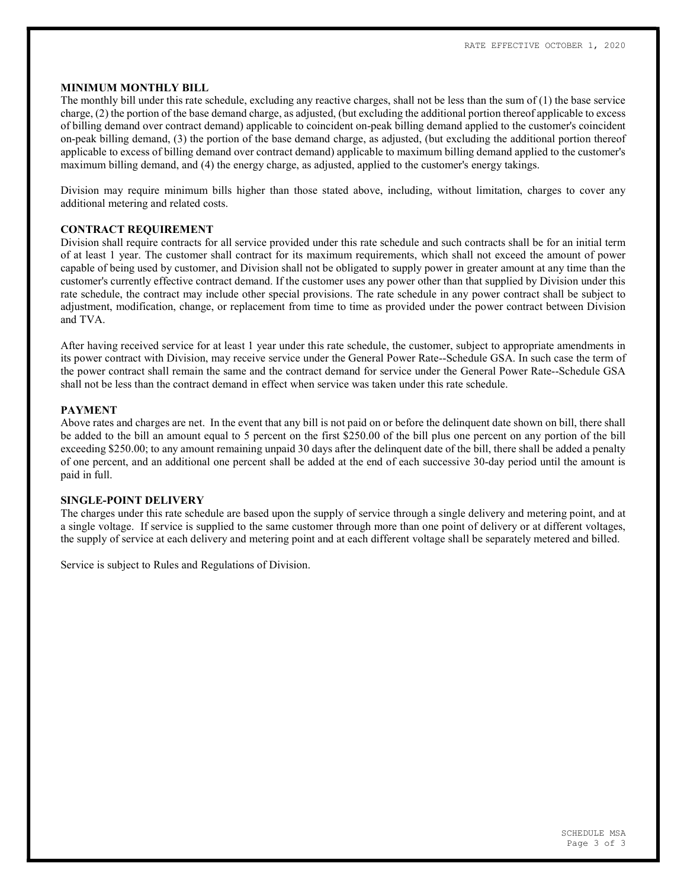## MINIMUM MONTHLY BILL

The monthly bill under this rate schedule, excluding any reactive charges, shall not be less than the sum of (1) the base service charge, (2) the portion of the base demand charge, as adjusted, (but excluding the additional portion thereof applicable to excess of billing demand over contract demand) applicable to coincident on-peak billing demand applied to the customer's coincident on-peak billing demand, (3) the portion of the base demand charge, as adjusted, (but excluding the additional portion thereof applicable to excess of billing demand over contract demand) applicable to maximum billing demand applied to the customer's maximum billing demand, and (4) the energy charge, as adjusted, applied to the customer's energy takings.

Division may require minimum bills higher than those stated above, including, without limitation, charges to cover any additional metering and related costs.

## CONTRACT REQUIREMENT

Division shall require contracts for all service provided under this rate schedule and such contracts shall be for an initial term of at least 1 year. The customer shall contract for its maximum requirements, which shall not exceed the amount of power capable of being used by customer, and Division shall not be obligated to supply power in greater amount at any time than the customer's currently effective contract demand. If the customer uses any power other than that supplied by Division under this rate schedule, the contract may include other special provisions. The rate schedule in any power contract shall be subject to adjustment, modification, change, or replacement from time to time as provided under the power contract between Division and TVA.

After having received service for at least 1 year under this rate schedule, the customer, subject to appropriate amendments in its power contract with Division, may receive service under the General Power Rate--Schedule GSA. In such case the term of the power contract shall remain the same and the contract demand for service under the General Power Rate--Schedule GSA shall not be less than the contract demand in effect when service was taken under this rate schedule.

## PAYMENT

Above rates and charges are net. In the event that any bill is not paid on or before the delinquent date shown on bill, there shall be added to the bill an amount equal to 5 percent on the first $250.00 of the bill plus one percent on any portion of the bill exceeding $250.00; to any amount remaining unpaid 30 days after the delinquent date of the bill, there shall be added a penalty of one percent, and an additional one percent shall be added at the end of each successive 30-day period until the amount is paid in full.

## SINGLE-POINT DELIVERY

The charges under this rate schedule are based upon the supply of service through a single delivery and metering point, and at a single voltage. If service is supplied to the same customer through more than one point of delivery or at different voltages, the supply of service at each delivery and metering point and at each different voltage shall be separately metered and billed.

Service is subject to Rules and Regulations of Division.